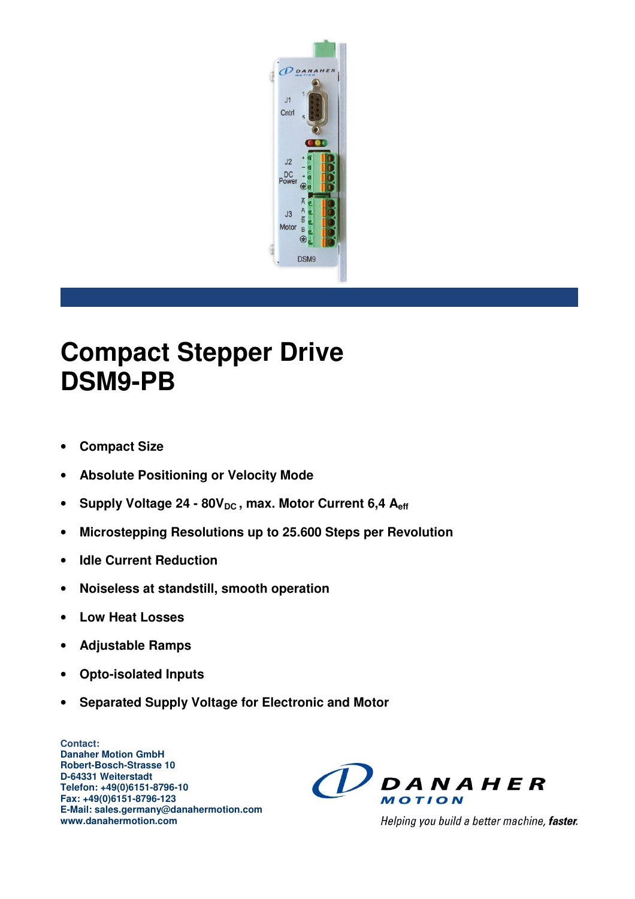# Compact Stepper Drive
# DSM9-PB

- **Compact Size**
- **Absolute Positioning or Velocity Mode**
- **Supply Voltage 24 - 80$V_{DC}$, max. Motor Current 6,4 $A_{eff}$**
- **Microstepping Resolutions up to 25.600 Steps per Revolution**
- **Idle Current Reduction**
- **Noiseless at standstill, smooth operation**
- **Low Heat Losses**
- **Adjustable Ramps**
- **Opto-isolated Inputs**
- **Separated Supply Voltage for Electronic and Motor**

**Contact:**
**Danaher Motion GmbH**
**Robert-Bosch-Strasse 10**
**D-64331 Weiterstadt**
**Telefon: +49(0)6151-8796-10**
**Fax: +49(0)6151-8796-123**
**E-Mail: sales.germany@danahermotion.com**
**www.danahermotion.com**

DANAHER MOTION

*Helping you build a better machine, **faster**.*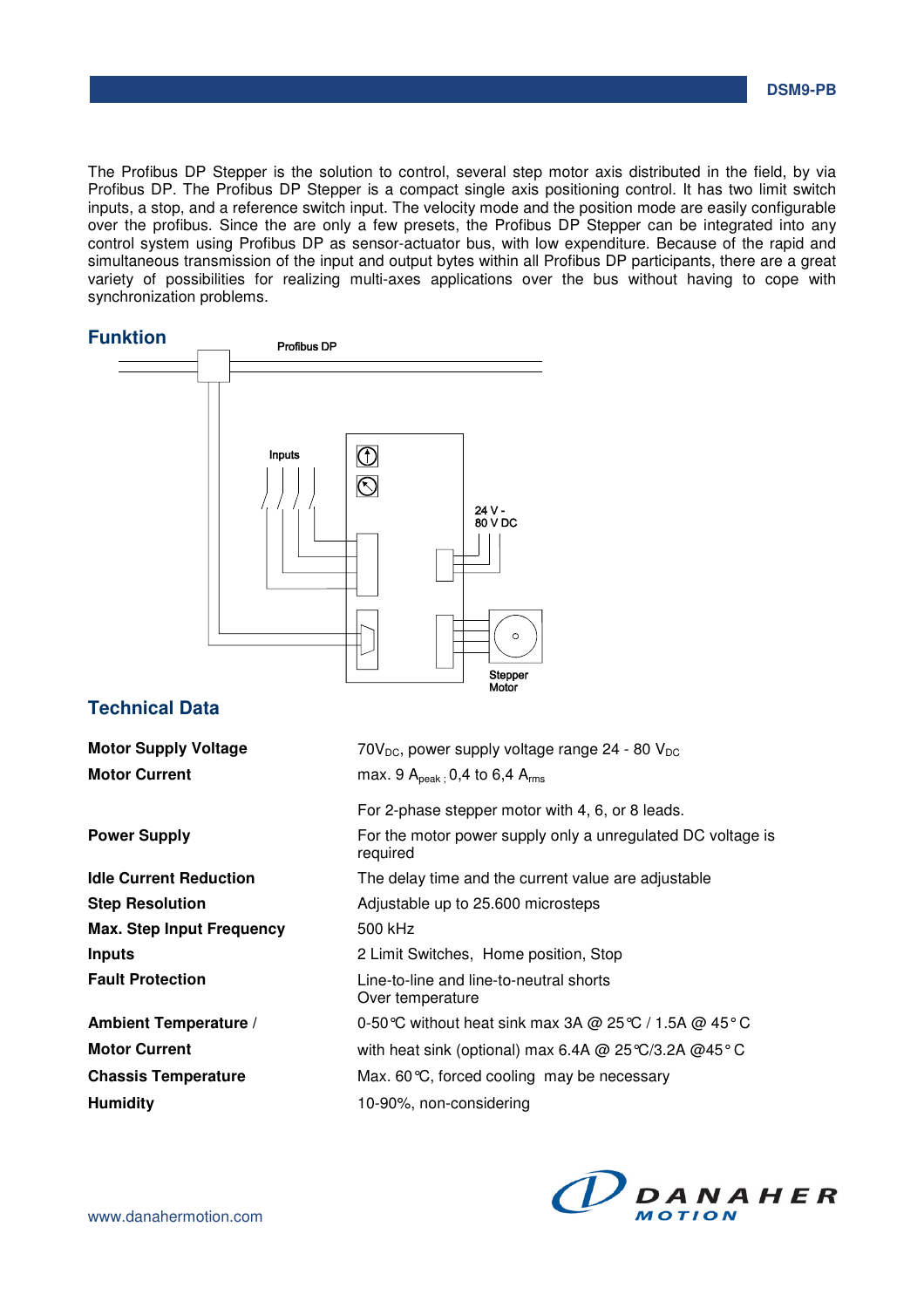The Profibus DP Stepper is the solution to control, several step motor axis distributed in the field, by via Profibus DP. The Profibus DP Stepper is a compact single axis positioning control. It has two limit switch inputs, a stop, and a reference switch input. The velocity mode and the position mode are easily configurable over the profibus. Since the are only a few presets, the Profibus DP Stepper can be integrated into any control system using Profibus DP as sensor-actuator bus, with low expenditure. Because of the rapid and simultaneous transmission of the input and output bytes within all Profibus DP participants, there are a great variety of possibilities for realizing multi-axes applications over the bus without having to cope with synchronization problems.

## Funktion

Profibus DP

Inputs

24 V - 80 V DC

Stepper Motor

## Technical Data

| | |
|---|---|
| **Motor Supply Voltage** | $70V_{DC}$, power supply voltage range 24 - 80 $V_{DC}$ |
| **Motor Current** | max. 9 $A_{peak}$ ; 0,4 to 6,4 $A_{rms}$ |
| | For 2-phase stepper motor with 4, 6, or 8 leads. |
| **Power Supply** | For the motor power supply only a unregulated DC voltage is required |
| **Idle Current Reduction** | The delay time and the current value are adjustable |
| **Step Resolution** | Adjustable up to 25.600 microsteps |
| **Max. Step Input Frequency** | 500 kHz |
| **Inputs** | 2 Limit Switches, Home position, Stop |
| **Fault Protection** | Line-to-line and line-to-neutral shorts<br>Over temperature |
| **Ambient Temperature /** | 0-50°C without heat sink max 3A @ 25°C / 1.5A @ 45°C |
| **Motor Current** | with heat sink (optional) max 6.4A @ 25°C/3.2A @45°C |
| **Chassis Temperature** | Max. 60°C, forced cooling may be necessary |
| **Humidity** | 10-90%, non-considering |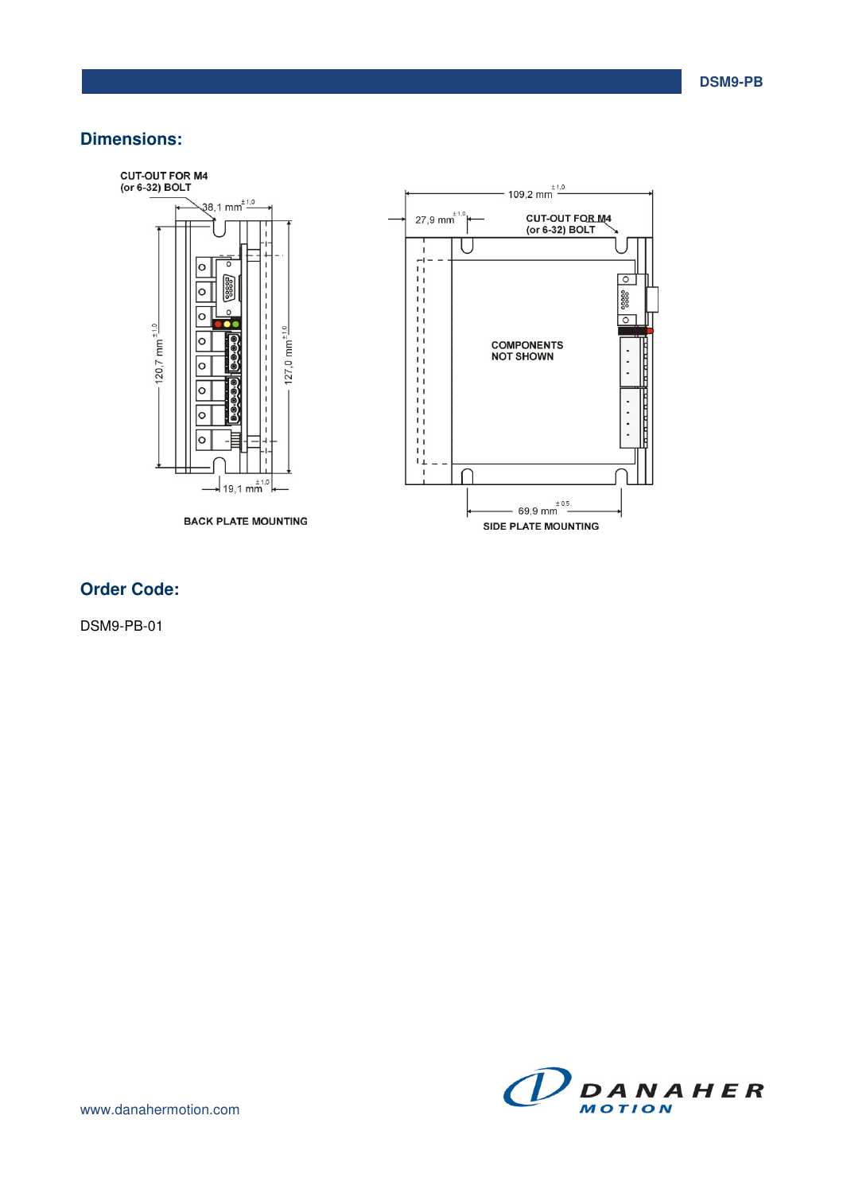## Dimensions:

CUT-OUT FOR M4
(or 6-32) BOLT

38,1 mm ±1,0

120,7 mm ±1,0

127,0 mm ±1,0

19,1 mm ±1,0

BACK PLATE MOUNTING

109,2 mm ±1,0

27,9 mm ±1,0

CUT-OUT FOR M4
(or 6-32) BOLT

COMPONENTS
NOT SHOWN

69,9 mm ±0,5

SIDE PLATE MOUNTING

## Order Code:

DSM9-PB-01

www.danahermotion.com

DANAHER MOTION